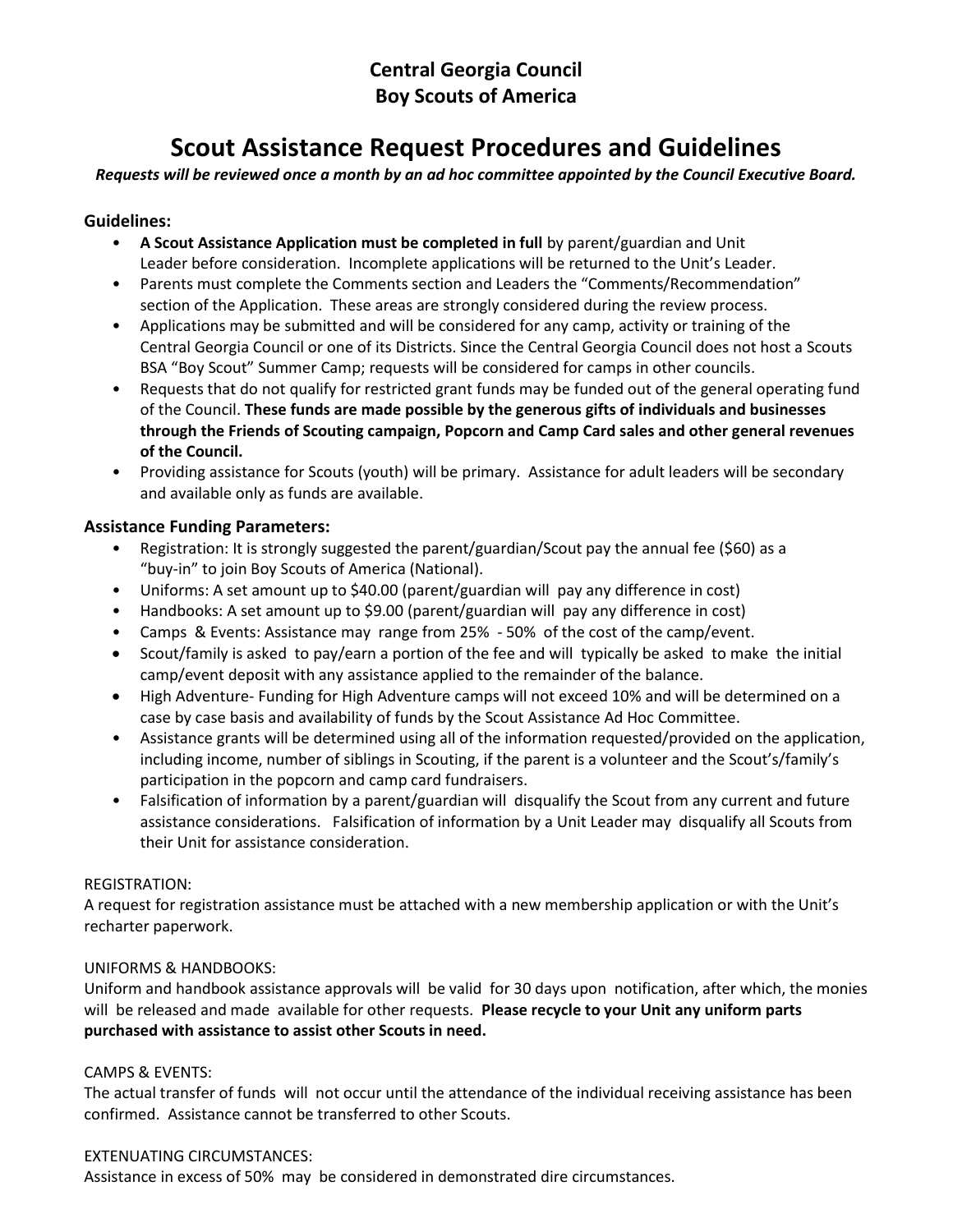# Central Georgia Council
# Boy Scouts of America

## Scout Assistance Request Procedures and Guidelines

***Requests will be reviewed once a month by an ad hoc committee appointed by the Council Executive Board.***

### Guidelines:

- **A Scout Assistance Application must be completed in full** by parent/guardian and Unit Leader before consideration. Incomplete applications will be returned to the Unit's Leader.
- Parents must complete the Comments section and Leaders the "Comments/Recommendation" section of the Application. These areas are strongly considered during the review process.
- Applications may be submitted and will be considered for any camp, activity or training of the Central Georgia Council or one of its Districts. Since the Central Georgia Council does not host a Scouts BSA "Boy Scout" Summer Camp; requests will be considered for camps in other councils.
- Requests that do not qualify for restricted grant funds may be funded out of the general operating fund of the Council. **These funds are made possible by the generous gifts of individuals and businesses through the Friends of Scouting campaign, Popcorn and Camp Card sales and other general revenues of the Council.**
- Providing assistance for Scouts (youth) will be primary. Assistance for adult leaders will be secondary and available only as funds are available.

### Assistance Funding Parameters:

- Registration: It is strongly suggested the parent/guardian/Scout pay the annual fee ($60) as a "buy-in" to join Boy Scouts of America (National).
- Uniforms: A set amount up to $40.00 (parent/guardian will pay any difference in cost)
- Handbooks: A set amount up to $9.00 (parent/guardian will pay any difference in cost)
- Camps & Events: Assistance may range from 25% - 50% of the cost of the camp/event.
- Scout/family is asked to pay/earn a portion of the fee and will typically be asked to make the initial camp/event deposit with any assistance applied to the remainder of the balance.
- High Adventure- Funding for High Adventure camps will not exceed 10% and will be determined on a case by case basis and availability of funds by the Scout Assistance Ad Hoc Committee.
- Assistance grants will be determined using all of the information requested/provided on the application, including income, number of siblings in Scouting, if the parent is a volunteer and the Scout's/family's participation in the popcorn and camp card fundraisers.
- Falsification of information by a parent/guardian will disqualify the Scout from any current and future assistance considerations. Falsification of information by a Unit Leader may disqualify all Scouts from their Unit for assistance consideration.

REGISTRATION:
A request for registration assistance must be attached with a new membership application or with the Unit's recharter paperwork.

UNIFORMS & HANDBOOKS:
Uniform and handbook assistance approvals will be valid for 30 days upon notification, after which, the monies will be released and made available for other requests. **Please recycle to your Unit any uniform parts purchased with assistance to assist other Scouts in need.**

CAMPS & EVENTS:
The actual transfer of funds will not occur until the attendance of the individual receiving assistance has been confirmed. Assistance cannot be transferred to other Scouts.

EXTENUATING CIRCUMSTANCES:
Assistance in excess of 50% may be considered in demonstrated dire circumstances.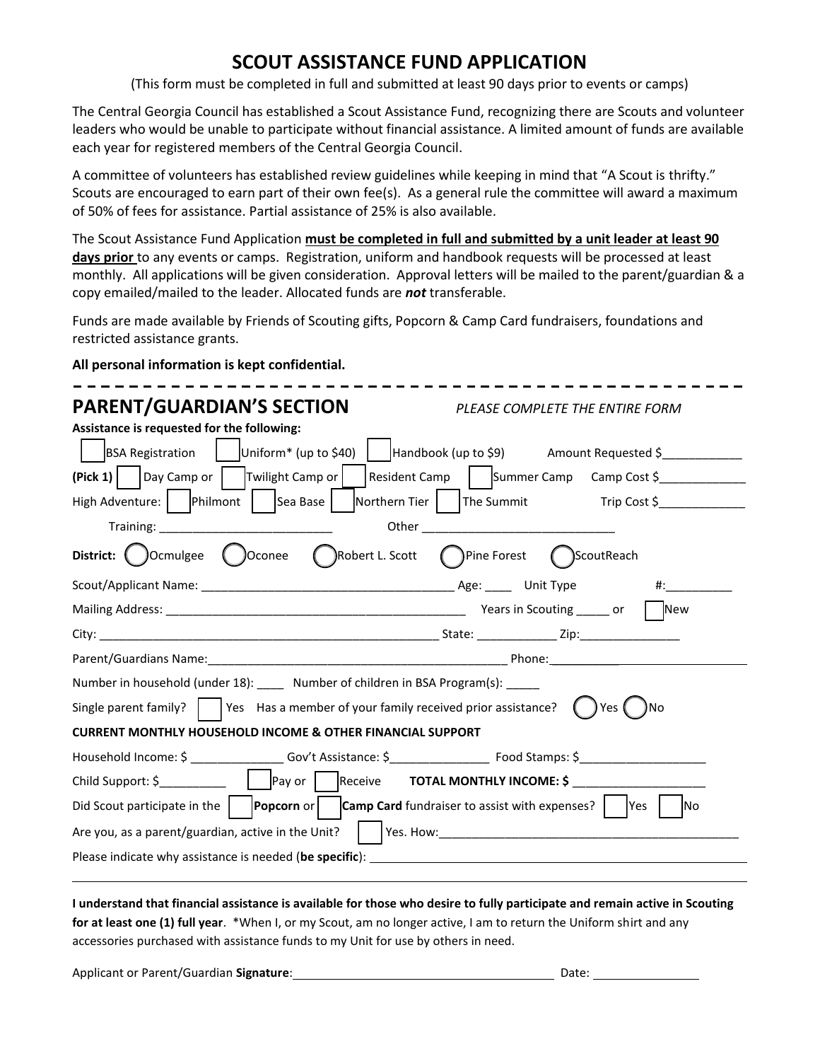# SCOUT ASSISTANCE FUND APPLICATION

(This form must be completed in full and submitted at least 90 days prior to events or camps)

The Central Georgia Council has established a Scout Assistance Fund, recognizing there are Scouts and volunteer leaders who would be unable to participate without financial assistance. A limited amount of funds are available each year for registered members of the Central Georgia Council.

A committee of volunteers has established review guidelines while keeping in mind that "A Scout is thrifty." Scouts are encouraged to earn part of their own fee(s). As a general rule the committee will award a maximum of 50% of fees for assistance. Partial assistance of 25% is also available.

The Scout Assistance Fund Application **must be completed in full and submitted by a unit leader at least 90 days prior** to any events or camps. Registration, uniform and handbook requests will be processed at least monthly. All applications will be given consideration. Approval letters will be mailed to the parent/guardian & a copy emailed/mailed to the leader. Allocated funds are ***not*** transferable.

Funds are made available by Friends of Scouting gifts, Popcorn & Camp Card fundraisers, foundations and restricted assistance grants.

**All personal information is kept confidential.**

---

## PARENT/GUARDIAN'S SECTION

*PLEASE COMPLETE THE ENTIRE FORM*

**Assistance is requested for the following:**

☐ BSA Registration ☐ Uniform* (up to $40) ☐ Handbook (up to $9) Amount Requested $____________

**(Pick 1)** ☐ Day Camp or ☐ Twilight Camp or ☐ Resident Camp ☐ Summer Camp Camp Cost $_____________

High Adventure: ☐ Philmont ☐ Sea Base ☐ Northern Tier ☐ The Summit Trip Cost $_____________

Training: __________________________ Other ____________________________

**District:** ◯ Ocmulgee ◯ Oconee ◯ Robert L. Scott ◯ Pine Forest ◯ ScoutReach

Scout/Applicant Name: _____________________________________ Age: ____ Unit Type #:__________

Mailing Address: _______________________________________________ Years in Scouting _____ or ☐ New

City: __________________________________________________ State: ____________ Zip:_______________

Parent/Guardians Name:_____________________________________________ Phone:______________________________

Number in household (under 18): ____ Number of children in BSA Program(s): _____

Single parent family? ☐ Yes Has a member of your family received prior assistance? ◯ Yes ◯ No

**CURRENT MONTHLY HOUSEHOLD INCOME & OTHER FINANCIAL SUPPORT**

Household Income: $ ______________ Gov't Assistance: $_______________ Food Stamps: $___________________

Child Support: $__________ ☐ Pay or ☐ Receive **TOTAL MONTHLY INCOME: $** ____________________

Did Scout participate in the ☐ **Popcorn** or ☐ **Camp Card** fundraiser to assist with expenses? ☐ Yes ☐ No

Are you, as a parent/guardian, active in the Unit? ☐ Yes. How:______________________________________________

Please indicate why assistance is needed (**be specific**): ______________________________________________________

_____________________________________________________________________________________________

**I understand that financial assistance is available for those who desire to fully participate and remain active in Scouting for at least one (1) full year**. *When I, or my Scout, am no longer active, I am to return the Uniform shirt and any accessories purchased with assistance funds to my Unit for use by others in need.

Applicant or Parent/Guardian **Signature**:_______________________________________ Date: ________________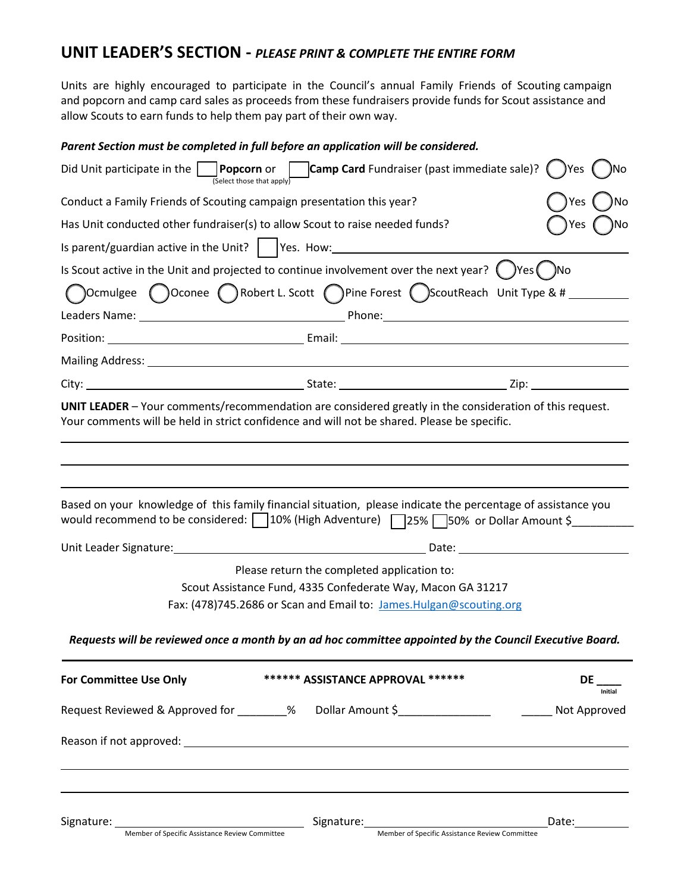## UNIT LEADER'S SECTION - *PLEASE PRINT & COMPLETE THE ENTIRE FORM*

Units are highly encouraged to participate in the Council's annual Family Friends of Scouting campaign and popcorn and camp card sales as proceeds from these fundraisers provide funds for Scout assistance and allow Scouts to earn funds to help them pay part of their own way.

***Parent Section must be completed in full before an application will be considered.***

Did Unit participate in the ☐ **Popcorn** or ☐ **Camp Card** Fundraiser (past immediate sale)? ◯ Yes ◯ No
(Select those that apply)

Conduct a Family Friends of Scouting campaign presentation this year? ◯ Yes ◯ No

Has Unit conducted other fundraiser(s) to allow Scout to raise needed funds? ◯ Yes ◯ No

Is parent/guardian active in the Unit? ☐ Yes. How: ____________________

Is Scout active in the Unit and projected to continue involvement over the next year? ◯ Yes ◯ No

◯ Ocmulgee ◯ Oconee ◯ Robert L. Scott ◯ Pine Forest ◯ ScoutReach Unit Type & # __________

Leaders Name: ____________________ Phone: ____________________

Position: ____________________ Email: ____________________

Mailing Address: ____________________

City: ____________________ State: ____________________ Zip: __________

**UNIT LEADER** – Your comments/recommendation are considered greatly in the consideration of this request. Your comments will be held in strict confidence and will not be shared. Please be specific.

______________________________________________________________________

______________________________________________________________________

______________________________________________________________________

Based on your knowledge of this family financial situation, please indicate the percentage of assistance you would recommend to be considered: ☐ 10% (High Adventure) ☐ 25% ☐ 50% or Dollar Amount $__________

Unit Leader Signature: ____________________ Date: ____________________

Please return the completed application to:
Scout Assistance Fund, 4335 Confederate Way, Macon GA 31217
Fax: (478)745.2686 or Scan and Email to: James.Hulgan@scouting.org

***Requests will be reviewed once a month by an ad hoc committee appointed by the Council Executive Board.***

---

**For Committee Use Only** **\*\*\*\*\*\* ASSISTANCE APPROVAL \*\*\*\*\*\*** **DE** ____ (Initial)

Request Reviewed & Approved for ________% Dollar Amount $_______________ _____ Not Approved

Reason if not approved: ____________________

______________________________________________________________________

______________________________________________________________________

Signature: ____________________ (Member of Specific Assistance Review Committee) Signature: ____________________ (Member of Specific Assistance Review Committee) Date: __________